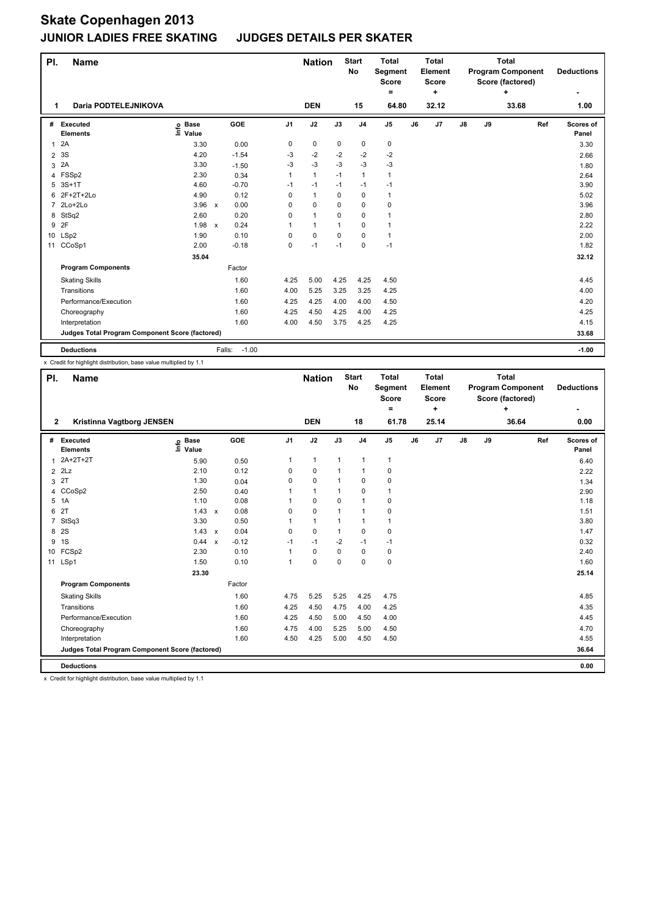# Skate Copenhagen 2013

## JUNIOR LADIES FREE SKATING JUDGES DETAILS PER SKATER

| Pl. | Name | Nation | Start No | Total Segment Score = | Total Element Score + | Total Program Component Score (factored) + | Deductions - |
|---|---|---|---|---|---|---|---|
| 1 | Daria PODTELEJNIKOVA | DEN | 15 | 64.80 | 32.12 | 33.68 | 1.00 |

| # | Executed Elements | Info | Base Value | | GOE | J1 | J2 | J3 | J4 | J5 | J6 | J7 | J8 | J9 | Ref | Scores of Panel |
|---|---|---|---|---|---|---|---|---|---|---|---|---|---|---|---|---|
| 1 | 2A | | 3.30 | | 0.00 | 0 | 0 | 0 | 0 | 0 | | | | | | 3.30 |
| 2 | 3S | | 4.20 | | -1.54 | -3 | -2 | -2 | -2 | -2 | | | | | | 2.66 |
| 3 | 2A | | 3.30 | | -1.50 | -3 | -3 | -3 | -3 | -3 | | | | | | 1.80 |
| 4 | FSSp2 | | 2.30 | | 0.34 | 1 | 1 | -1 | 1 | 1 | | | | | | 2.64 |
| 5 | 3S+1T | | 4.60 | | -0.70 | -1 | -1 | -1 | -1 | -1 | | | | | | 3.90 |
| 6 | 2F+2T+2Lo | | 4.90 | | 0.12 | 0 | 1 | 0 | 0 | 1 | | | | | | 5.02 |
| 7 | 2Lo+2Lo | | 3.96 | x | 0.00 | 0 | 0 | 0 | 0 | 0 | | | | | | 3.96 |
| 8 | StSq2 | | 2.60 | | 0.20 | 0 | 1 | 0 | 0 | 1 | | | | | | 2.80 |
| 9 | 2F | | 1.98 | x | 0.24 | 1 | 1 | 1 | 0 | 1 | | | | | | 2.22 |
| 10 | LSp2 | | 1.90 | | 0.10 | 0 | 0 | 0 | 0 | 1 | | | | | | 2.00 |
| 11 | CCoSp1 | | 2.00 | | -0.18 | 0 | -1 | -1 | 0 | -1 | | | | | | 1.82 |
| | | | 35.04 | | | | | | | | | | | | | 32.12 |

| Program Components | Factor | J1 | J2 | J3 | J4 | J5 | J6 | J7 | J8 | J9 | Scores of Panel |
|---|---|---|---|---|---|---|---|---|---|---|---|
| Skating Skills | 1.60 | 4.25 | 5.00 | 4.25 | 4.25 | 4.50 | | | | | 4.45 |
| Transitions | 1.60 | 4.00 | 5.25 | 3.25 | 3.25 | 4.25 | | | | | 4.00 |
| Performance/Execution | 1.60 | 4.25 | 4.25 | 4.00 | 4.00 | 4.50 | | | | | 4.20 |
| Choreography | 1.60 | 4.25 | 4.50 | 4.25 | 4.00 | 4.25 | | | | | 4.25 |
| Interpretation | 1.60 | 4.00 | 4.50 | 3.75 | 4.25 | 4.25 | | | | | 4.15 |
| Judges Total Program Component Score (factored) | | | | | | | | | | | 33.68 |

| Deductions | Falls: -1.00 | -1.00 |
|---|---|---|

x Credit for highlight distribution, base value multiplied by 1.1

| Pl. | Name | Nation | Start No | Total Segment Score = | Total Element Score + | Total Program Component Score (factored) + | Deductions - |
|---|---|---|---|---|---|---|---|
| 2 | Kristinna Vagtborg JENSEN | DEN | 18 | 61.78 | 25.14 | 36.64 | 0.00 |

| # | Executed Elements | Info | Base Value | | GOE | J1 | J2 | J3 | J4 | J5 | J6 | J7 | J8 | J9 | Ref | Scores of Panel |
|---|---|---|---|---|---|---|---|---|---|---|---|---|---|---|---|---|
| 1 | 2A+2T+2T | | 5.90 | | 0.50 | 1 | 1 | 1 | 1 | 1 | | | | | | 6.40 |
| 2 | 2Lz | | 2.10 | | 0.12 | 0 | 0 | 1 | 1 | 0 | | | | | | 2.22 |
| 3 | 2T | | 1.30 | | 0.04 | 0 | 0 | 1 | 0 | 0 | | | | | | 1.34 |
| 4 | CCoSp2 | | 2.50 | | 0.40 | 1 | 1 | 1 | 0 | 1 | | | | | | 2.90 |
| 5 | 1A | | 1.10 | | 0.08 | 1 | 0 | 0 | 1 | 0 | | | | | | 1.18 |
| 6 | 2T | | 1.43 | x | 0.08 | 0 | 0 | 1 | 1 | 0 | | | | | | 1.51 |
| 7 | StSq3 | | 3.30 | | 0.50 | 1 | 1 | 1 | 1 | 1 | | | | | | 3.80 |
| 8 | 2S | | 1.43 | x | 0.04 | 0 | 0 | 1 | 0 | 0 | | | | | | 1.47 |
| 9 | 1S | | 0.44 | x | -0.12 | -1 | -1 | -2 | -1 | -1 | | | | | | 0.32 |
| 10 | FCSp2 | | 2.30 | | 0.10 | 1 | 0 | 0 | 0 | 0 | | | | | | 2.40 |
| 11 | LSp1 | | 1.50 | | 0.10 | 1 | 0 | 0 | 0 | 0 | | | | | | 1.60 |
| | | | 23.30 | | | | | | | | | | | | | 25.14 |

| Program Components | Factor | J1 | J2 | J3 | J4 | J5 | J6 | J7 | J8 | J9 | Scores of Panel |
|---|---|---|---|---|---|---|---|---|---|---|---|
| Skating Skills | 1.60 | 4.75 | 5.25 | 5.25 | 4.25 | 4.75 | | | | | 4.85 |
| Transitions | 1.60 | 4.25 | 4.50 | 4.75 | 4.00 | 4.25 | | | | | 4.35 |
| Performance/Execution | 1.60 | 4.25 | 4.50 | 5.00 | 4.50 | 4.00 | | | | | 4.45 |
| Choreography | 1.60 | 4.75 | 4.00 | 5.25 | 5.00 | 4.50 | | | | | 4.70 |
| Interpretation | 1.60 | 4.50 | 4.25 | 5.00 | 4.50 | 4.50 | | | | | 4.55 |
| Judges Total Program Component Score (factored) | | | | | | | | | | | 36.64 |

| Deductions | | 0.00 |
|---|---|---|

x Credit for highlight distribution, base value multiplied by 1.1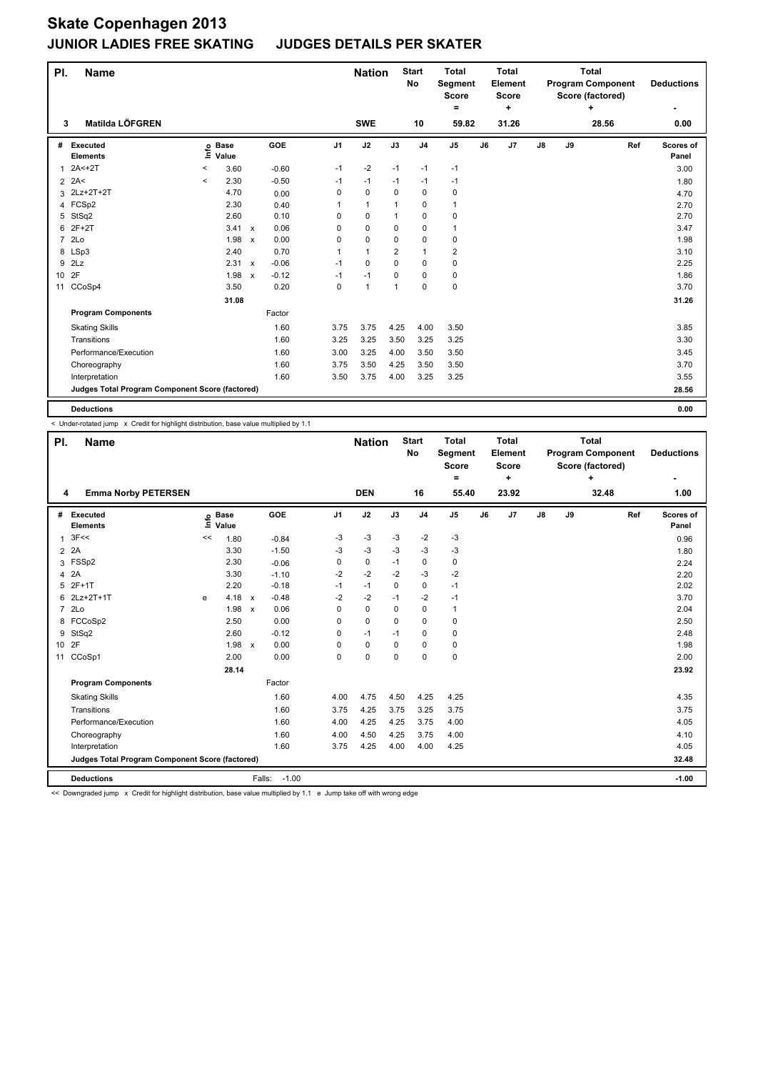# Skate Copenhagen 2013

## JUNIOR LADIES FREE SKATING JUDGES DETAILS PER SKATER

| Pl. | Name | Nation | Start No | Total Segment Score = | Total Element Score + | Total Program Component Score (factored) + | Deductions - |
|---|---|---|---|---|---|---|---|
| 3 | Matilda LÖFGREN | SWE | 10 | 59.82 | 31.26 | 28.56 | 0.00 |

| # | Executed Elements | Info | Base Value | | GOE | J1 | J2 | J3 | J4 | J5 | J6 | J7 | J8 | J9 | Ref | Scores of Panel |
|---|---|---|---|---|---|---|---|---|---|---|---|---|---|---|---|---|
| 1 | 2A<+2T | < | 3.60 | | -0.60 | -1 | -2 | -1 | -1 | -1 | | | | | | 3.00 |
| 2 | 2A< | < | 2.30 | | -0.50 | -1 | -1 | -1 | -1 | -1 | | | | | | 1.80 |
| 3 | 2Lz+2T+2T | | 4.70 | | 0.00 | 0 | 0 | 0 | 0 | 0 | | | | | | 4.70 |
| 4 | FCSp2 | | 2.30 | | 0.40 | 1 | 1 | 1 | 0 | 1 | | | | | | 2.70 |
| 5 | StSq2 | | 2.60 | | 0.10 | 0 | 0 | 1 | 0 | 0 | | | | | | 2.70 |
| 6 | 2F+2T | | 3.41 | x | 0.06 | 0 | 0 | 0 | 0 | 1 | | | | | | 3.47 |
| 7 | 2Lo | | 1.98 | x | 0.00 | 0 | 0 | 0 | 0 | 0 | | | | | | 1.98 |
| 8 | LSp3 | | 2.40 | | 0.70 | 1 | 1 | 2 | 1 | 2 | | | | | | 3.10 |
| 9 | 2Lz | | 2.31 | x | -0.06 | -1 | 0 | 0 | 0 | 0 | | | | | | 2.25 |
| 10 | 2F | | 1.98 | x | -0.12 | -1 | -1 | 0 | 0 | 0 | | | | | | 1.86 |
| 11 | CCoSp4 | | 3.50 | | 0.20 | 0 | 1 | 1 | 0 | 0 | | | | | | 3.70 |
| | | | 31.08 | | | | | | | | | | | | | 31.26 |
| | **Program Components** | | | | Factor | | | | | | | | | | | |
| | Skating Skills | | | | 1.60 | 3.75 | 3.75 | 4.25 | 4.00 | 3.50 | | | | | | 3.85 |
| | Transitions | | | | 1.60 | 3.25 | 3.25 | 3.50 | 3.25 | 3.25 | | | | | | 3.30 |
| | Performance/Execution | | | | 1.60 | 3.00 | 3.25 | 4.00 | 3.50 | 3.50 | | | | | | 3.45 |
| | Choreography | | | | 1.60 | 3.75 | 3.50 | 4.25 | 3.50 | 3.50 | | | | | | 3.70 |
| | Interpretation | | | | 1.60 | 3.50 | 3.75 | 4.00 | 3.25 | 3.25 | | | | | | 3.55 |
| | **Judges Total Program Component Score (factored)** | | | | | | | | | | | | | | | 28.56 |
| | **Deductions** | | | | | | | | | | | | | | | 0.00 |

< Under-rotated jump x Credit for highlight distribution, base value multiplied by 1.1

| Pl. | Name | Nation | Start No | Total Segment Score = | Total Element Score + | Total Program Component Score (factored) + | Deductions - |
|---|---|---|---|---|---|---|---|
| 4 | Emma Norby PETERSEN | DEN | 16 | 55.40 | 23.92 | 32.48 | 1.00 |

| # | Executed Elements | Info | Base Value | | GOE | J1 | J2 | J3 | J4 | J5 | J6 | J7 | J8 | J9 | Ref | Scores of Panel |
|---|---|---|---|---|---|---|---|---|---|---|---|---|---|---|---|---|
| 1 | 3F<< | << | 1.80 | | -0.84 | -3 | -3 | -3 | -2 | -3 | | | | | | 0.96 |
| 2 | 2A | | 3.30 | | -1.50 | -3 | -3 | -3 | -3 | -3 | | | | | | 1.80 |
| 3 | FSSp2 | | 2.30 | | -0.06 | 0 | 0 | -1 | 0 | 0 | | | | | | 2.24 |
| 4 | 2A | | 3.30 | | -1.10 | -2 | -2 | -2 | -3 | -2 | | | | | | 2.20 |
| 5 | 2F+1T | | 2.20 | | -0.18 | -1 | -1 | 0 | 0 | -1 | | | | | | 2.02 |
| 6 | 2Lz+2T+1T | e | 4.18 | x | -0.48 | -2 | -2 | -1 | -2 | -1 | | | | | | 3.70 |
| 7 | 2Lo | | 1.98 | x | 0.06 | 0 | 0 | 0 | 0 | 1 | | | | | | 2.04 |
| 8 | FCCoSp2 | | 2.50 | | 0.00 | 0 | 0 | 0 | 0 | 0 | | | | | | 2.50 |
| 9 | StSq2 | | 2.60 | | -0.12 | 0 | -1 | -1 | 0 | 0 | | | | | | 2.48 |
| 10 | 2F | | 1.98 | x | 0.00 | 0 | 0 | 0 | 0 | 0 | | | | | | 1.98 |
| 11 | CCoSp1 | | 2.00 | | 0.00 | 0 | 0 | 0 | 0 | 0 | | | | | | 2.00 |
| | | | 28.14 | | | | | | | | | | | | | 23.92 |
| | **Program Components** | | | | Factor | | | | | | | | | | | |
| | Skating Skills | | | | 1.60 | 4.00 | 4.75 | 4.50 | 4.25 | 4.25 | | | | | | 4.35 |
| | Transitions | | | | 1.60 | 3.75 | 4.25 | 3.75 | 3.25 | 3.75 | | | | | | 3.75 |
| | Performance/Execution | | | | 1.60 | 4.00 | 4.25 | 4.25 | 3.75 | 4.00 | | | | | | 4.05 |
| | Choreography | | | | 1.60 | 4.00 | 4.50 | 4.25 | 3.75 | 4.00 | | | | | | 4.10 |
| | Interpretation | | | | 1.60 | 3.75 | 4.25 | 4.00 | 4.00 | 4.25 | | | | | | 4.05 |
| | **Judges Total Program Component Score (factored)** | | | | | | | | | | | | | | | 32.48 |
| | **Deductions** | | | Falls: | -1.00 | | | | | | | | | | | -1.00 |

<< Downgraded jump x Credit for highlight distribution, base value multiplied by 1.1 e Jump take off with wrong edge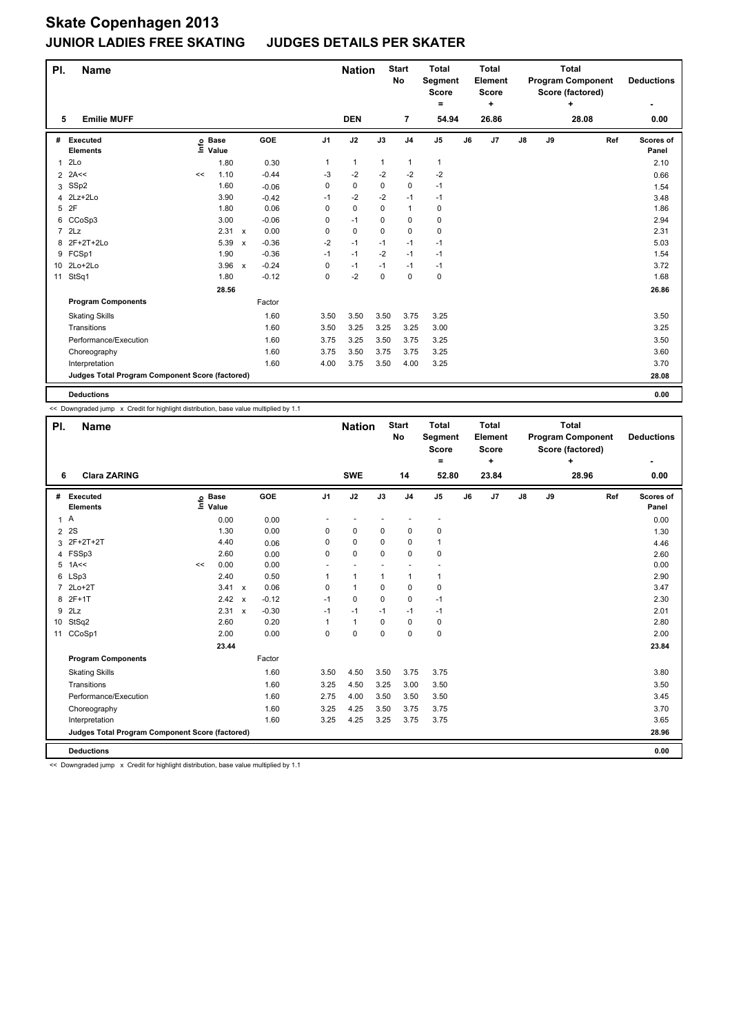# Skate Copenhagen 2013

## JUNIOR LADIES FREE SKATING JUDGES DETAILS PER SKATER

| Pl. | Name | Nation | Start No | Total Segment Score = | Total Element Score + | Total Program Component Score (factored) + | Deductions - |
|---|---|---|---|---|---|---|---|
| 5 | Emilie MUFF | DEN | 7 | 54.94 | 26.86 | 28.08 | 0.00 |

| # | Executed Elements | Info | Base Value | | GOE | J1 | J2 | J3 | J4 | J5 | J6 | J7 | J8 | J9 | Ref | Scores of Panel |
|---|---|---|---|---|---|---|---|---|---|---|---|---|---|---|---|---|
| 1 | 2Lo | | 1.80 | | 0.30 | 1 | 1 | 1 | 1 | 1 | | | | | | 2.10 |
| 2 | 2A<< | << | 1.10 | | -0.44 | -3 | -2 | -2 | -2 | -2 | | | | | | 0.66 |
| 3 | SSp2 | | 1.60 | | -0.06 | 0 | 0 | 0 | 0 | -1 | | | | | | 1.54 |
| 4 | 2Lz+2Lo | | 3.90 | | -0.42 | -1 | -2 | -2 | -1 | -1 | | | | | | 3.48 |
| 5 | 2F | | 1.80 | | 0.06 | 0 | 0 | 0 | 1 | 0 | | | | | | 1.86 |
| 6 | CCoSp3 | | 3.00 | | -0.06 | 0 | -1 | 0 | 0 | 0 | | | | | | 2.94 |
| 7 | 2Lz | | 2.31 | x | 0.00 | 0 | 0 | 0 | 0 | 0 | | | | | | 2.31 |
| 8 | 2F+2T+2Lo | | 5.39 | x | -0.36 | -2 | -1 | -1 | -1 | -1 | | | | | | 5.03 |
| 9 | FCSp1 | | 1.90 | | -0.36 | -1 | -1 | -2 | -1 | -1 | | | | | | 1.54 |
| 10 | 2Lo+2Lo | | 3.96 | x | -0.24 | 0 | -1 | -1 | -1 | -1 | | | | | | 3.72 |
| 11 | StSq1 | | 1.80 | | -0.12 | 0 | -2 | 0 | 0 | 0 | | | | | | 1.68 |
| | | | 28.56 | | | | | | | | | | | | | 26.86 |
| | **Program Components** | | | | Factor | | | | | | | | | | | |
| | Skating Skills | | | | 1.60 | 3.50 | 3.50 | 3.50 | 3.75 | 3.25 | | | | | | 3.50 |
| | Transitions | | | | 1.60 | 3.50 | 3.25 | 3.25 | 3.25 | 3.00 | | | | | | 3.25 |
| | Performance/Execution | | | | 1.60 | 3.75 | 3.25 | 3.50 | 3.75 | 3.25 | | | | | | 3.50 |
| | Choreography | | | | 1.60 | 3.75 | 3.50 | 3.75 | 3.75 | 3.25 | | | | | | 3.60 |
| | Interpretation | | | | 1.60 | 4.00 | 3.75 | 3.50 | 4.00 | 3.25 | | | | | | 3.70 |
| | **Judges Total Program Component Score (factored)** | | | | | | | | | | | | | | | 28.08 |
| | **Deductions** | | | | | | | | | | | | | | | 0.00 |

<< Downgraded jump x Credit for highlight distribution, base value multiplied by 1.1

| Pl. | Name | Nation | Start No | Total Segment Score = | Total Element Score + | Total Program Component Score (factored) + | Deductions - |
|---|---|---|---|---|---|---|---|
| 6 | Clara ZARING | SWE | 14 | 52.80 | 23.84 | 28.96 | 0.00 |

| # | Executed Elements | Info | Base Value | | GOE | J1 | J2 | J3 | J4 | J5 | J6 | J7 | J8 | J9 | Ref | Scores of Panel |
|---|---|---|---|---|---|---|---|---|---|---|---|---|---|---|---|---|
| 1 | A | | 0.00 | | 0.00 | - | - | - | - | - | | | | | | 0.00 |
| 2 | 2S | | 1.30 | | 0.00 | 0 | 0 | 0 | 0 | 0 | | | | | | 1.30 |
| 3 | 2F+2T+2T | | 4.40 | | 0.06 | 0 | 0 | 0 | 0 | 1 | | | | | | 4.46 |
| 4 | FSSp3 | | 2.60 | | 0.00 | 0 | 0 | 0 | 0 | 0 | | | | | | 2.60 |
| 5 | 1A<< | << | 0.00 | | 0.00 | - | - | - | - | - | | | | | | 0.00 |
| 6 | LSp3 | | 2.40 | | 0.50 | 1 | 1 | 1 | 1 | 1 | | | | | | 2.90 |
| 7 | 2Lo+2T | | 3.41 | x | 0.06 | 0 | 1 | 0 | 0 | 0 | | | | | | 3.47 |
| 8 | 2F+1T | | 2.42 | x | -0.12 | -1 | 0 | 0 | 0 | -1 | | | | | | 2.30 |
| 9 | 2Lz | | 2.31 | x | -0.30 | -1 | -1 | -1 | -1 | -1 | | | | | | 2.01 |
| 10 | StSq2 | | 2.60 | | 0.20 | 1 | 1 | 0 | 0 | 0 | | | | | | 2.80 |
| 11 | CCoSp1 | | 2.00 | | 0.00 | 0 | 0 | 0 | 0 | 0 | | | | | | 2.00 |
| | | | 23.44 | | | | | | | | | | | | | 23.84 |
| | **Program Components** | | | | Factor | | | | | | | | | | | |
| | Skating Skills | | | | 1.60 | 3.50 | 4.50 | 3.50 | 3.75 | 3.75 | | | | | | 3.80 |
| | Transitions | | | | 1.60 | 3.25 | 4.50 | 3.25 | 3.00 | 3.50 | | | | | | 3.50 |
| | Performance/Execution | | | | 1.60 | 2.75 | 4.00 | 3.50 | 3.50 | 3.50 | | | | | | 3.45 |
| | Choreography | | | | 1.60 | 3.25 | 4.25 | 3.50 | 3.75 | 3.75 | | | | | | 3.70 |
| | Interpretation | | | | 1.60 | 3.25 | 4.25 | 3.25 | 3.75 | 3.75 | | | | | | 3.65 |
| | **Judges Total Program Component Score (factored)** | | | | | | | | | | | | | | | 28.96 |
| | **Deductions** | | | | | | | | | | | | | | | 0.00 |

<< Downgraded jump x Credit for highlight distribution, base value multiplied by 1.1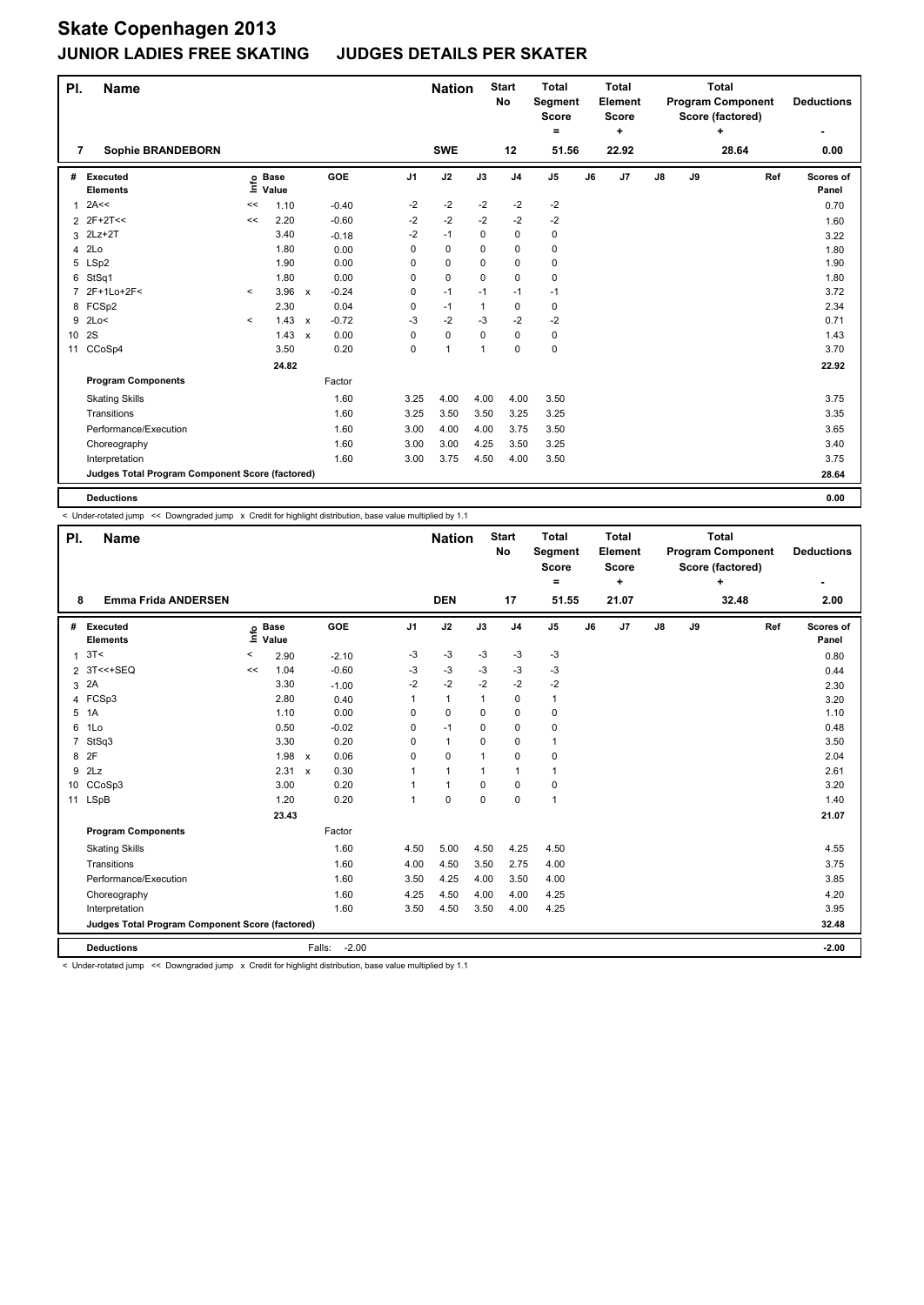# Skate Copenhagen 2013

## JUNIOR LADIES FREE SKATING JUDGES DETAILS PER SKATER

| Pl. | Name | Nation | Start No | Total Segment Score = | Total Element Score + | Total Program Component Score (factored) + | Deductions - |
|---|---|---|---|---|---|---|---|
| 7 | Sophie BRANDEBORN | SWE | 12 | 51.56 | 22.92 | 28.64 | 0.00 |

| # | Executed Elements | Info | Base Value | | GOE | J1 | J2 | J3 | J4 | J5 | J6 | J7 | J8 | J9 | Ref | Scores of Panel |
|---|---|---|---|---|---|---|---|---|---|---|---|---|---|---|---|---|
| 1 | 2A<< | << | 1.10 | | -0.40 | -2 | -2 | -2 | -2 | -2 | | | | | | 0.70 |
| 2 | 2F+2T<< | << | 2.20 | | -0.60 | -2 | -2 | -2 | -2 | -2 | | | | | | 1.60 |
| 3 | 2Lz+2T | | 3.40 | | -0.18 | -2 | -1 | 0 | 0 | 0 | | | | | | 3.22 |
| 4 | 2Lo | | 1.80 | | 0.00 | 0 | 0 | 0 | 0 | 0 | | | | | | 1.80 |
| 5 | LSp2 | | 1.90 | | 0.00 | 0 | 0 | 0 | 0 | 0 | | | | | | 1.90 |
| 6 | StSq1 | | 1.80 | | 0.00 | 0 | 0 | 0 | 0 | 0 | | | | | | 1.80 |
| 7 | 2F+1Lo+2F< | < | 3.96 | x | -0.24 | 0 | -1 | -1 | -1 | -1 | | | | | | 3.72 |
| 8 | FCSp2 | | 2.30 | | 0.04 | 0 | -1 | 1 | 0 | 0 | | | | | | 2.34 |
| 9 | 2Lo< | < | 1.43 | x | -0.72 | -3 | -2 | -3 | -2 | -2 | | | | | | 0.71 |
| 10 | 2S | | 1.43 | x | 0.00 | 0 | 0 | 0 | 0 | 0 | | | | | | 1.43 |
| 11 | CCoSp4 | | 3.50 | | 0.20 | 0 | 1 | 1 | 0 | 0 | | | | | | 3.70 |
| | | | 24.82 | | | | | | | | | | | | | 22.92 |
| | **Program Components** | | | | Factor | | | | | | | | | | | |
| | Skating Skills | | | | 1.60 | 3.25 | 4.00 | 4.00 | 4.00 | 3.50 | | | | | | 3.75 |
| | Transitions | | | | 1.60 | 3.25 | 3.50 | 3.50 | 3.25 | 3.25 | | | | | | 3.35 |
| | Performance/Execution | | | | 1.60 | 3.00 | 4.00 | 4.00 | 3.75 | 3.50 | | | | | | 3.65 |
| | Choreography | | | | 1.60 | 3.00 | 3.00 | 4.25 | 3.50 | 3.25 | | | | | | 3.40 |
| | Interpretation | | | | 1.60 | 3.00 | 3.75 | 4.50 | 4.00 | 3.50 | | | | | | 3.75 |
| | **Judges Total Program Component Score (factored)** | | | | | | | | | | | | | | | 28.64 |
| | **Deductions** | | | | | | | | | | | | | | | 0.00 |

< Under-rotated jump << Downgraded jump x Credit for highlight distribution, base value multiplied by 1.1

| Pl. | Name | Nation | Start No | Total Segment Score = | Total Element Score + | Total Program Component Score (factored) + | Deductions - |
|---|---|---|---|---|---|---|---|
| 8 | Emma Frida ANDERSEN | DEN | 17 | 51.55 | 21.07 | 32.48 | 2.00 |

| # | Executed Elements | Info | Base Value | | GOE | J1 | J2 | J3 | J4 | J5 | J6 | J7 | J8 | J9 | Ref | Scores of Panel |
|---|---|---|---|---|---|---|---|---|---|---|---|---|---|---|---|---|
| 1 | 3T< | < | 2.90 | | -2.10 | -3 | -3 | -3 | -3 | -3 | | | | | | 0.80 |
| 2 | 3T<<+SEQ | << | 1.04 | | -0.60 | -3 | -3 | -3 | -3 | -3 | | | | | | 0.44 |
| 3 | 2A | | 3.30 | | -1.00 | -2 | -2 | -2 | -2 | -2 | | | | | | 2.30 |
| 4 | FCSp3 | | 2.80 | | 0.40 | 1 | 1 | 1 | 0 | 1 | | | | | | 3.20 |
| 5 | 1A | | 1.10 | | 0.00 | 0 | 0 | 0 | 0 | 0 | | | | | | 1.10 |
| 6 | 1Lo | | 0.50 | | -0.02 | 0 | -1 | 0 | 0 | 0 | | | | | | 0.48 |
| 7 | StSq3 | | 3.30 | | 0.20 | 0 | 1 | 0 | 0 | 1 | | | | | | 3.50 |
| 8 | 2F | | 1.98 | x | 0.06 | 0 | 0 | 1 | 0 | 0 | | | | | | 2.04 |
| 9 | 2Lz | | 2.31 | x | 0.30 | 1 | 1 | 1 | 1 | 1 | | | | | | 2.61 |
| 10 | CCoSp3 | | 3.00 | | 0.20 | 1 | 1 | 0 | 0 | 0 | | | | | | 3.20 |
| 11 | LSpB | | 1.20 | | 0.20 | 1 | 0 | 0 | 0 | 1 | | | | | | 1.40 |
| | | | 23.43 | | | | | | | | | | | | | 21.07 |
| | **Program Components** | | | | Factor | | | | | | | | | | | |
| | Skating Skills | | | | 1.60 | 4.50 | 5.00 | 4.50 | 4.25 | 4.50 | | | | | | 4.55 |
| | Transitions | | | | 1.60 | 4.00 | 4.50 | 3.50 | 2.75 | 4.00 | | | | | | 3.75 |
| | Performance/Execution | | | | 1.60 | 3.50 | 4.25 | 4.00 | 3.50 | 4.00 | | | | | | 3.85 |
| | Choreography | | | | 1.60 | 4.25 | 4.50 | 4.00 | 4.00 | 4.25 | | | | | | 4.20 |
| | Interpretation | | | | 1.60 | 3.50 | 4.50 | 3.50 | 4.00 | 4.25 | | | | | | 3.95 |
| | **Judges Total Program Component Score (factored)** | | | | | | | | | | | | | | | 32.48 |
| | **Deductions** | | | Falls: | -2.00 | | | | | | | | | | | -2.00 |

< Under-rotated jump << Downgraded jump x Credit for highlight distribution, base value multiplied by 1.1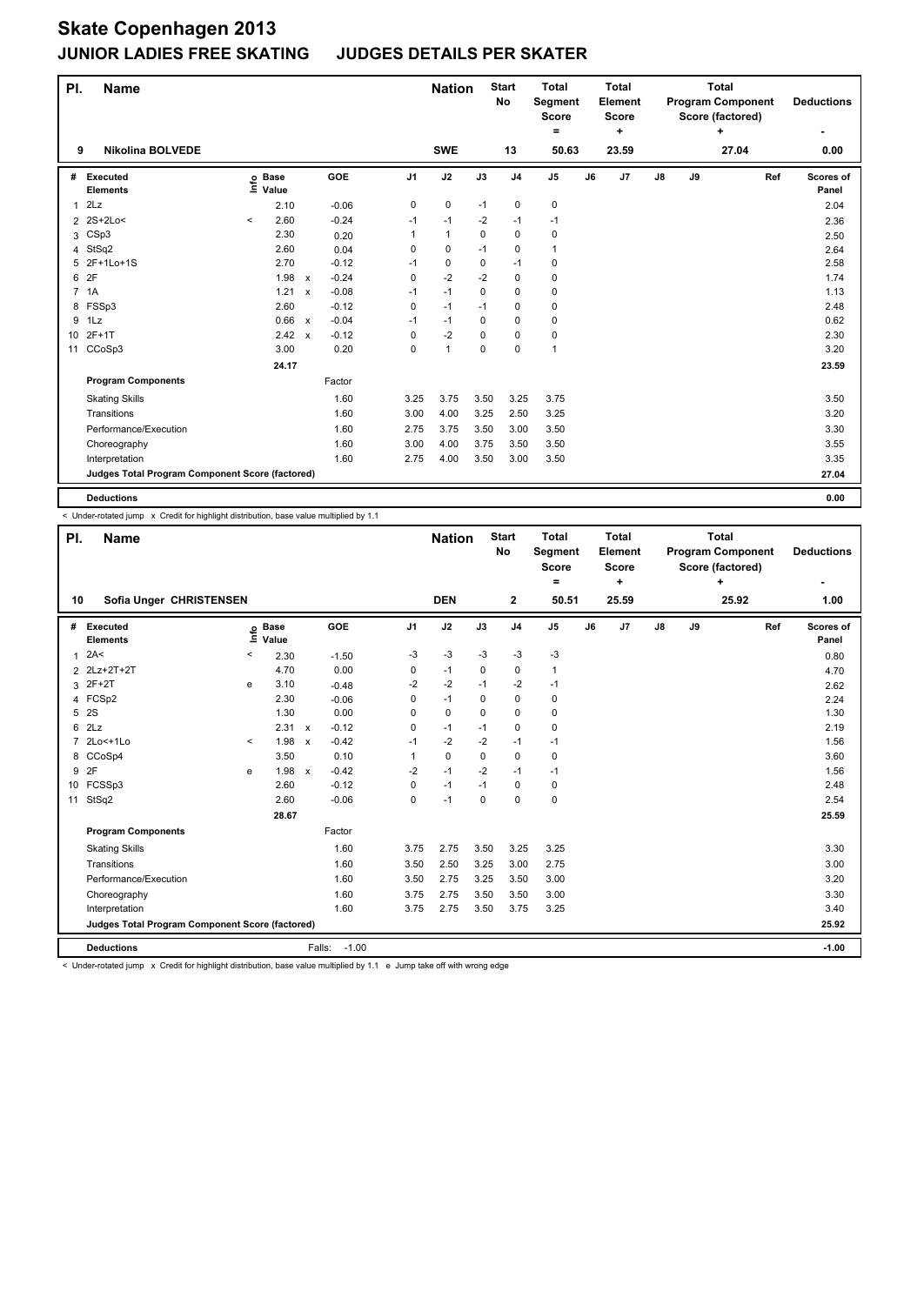# Skate Copenhagen 2013

## JUNIOR LADIES FREE SKATING JUDGES DETAILS PER SKATER

| Pl. | Name | Nation | Start No | Total Segment Score = | Total Element Score + | Total Program Component Score (factored) + | Deductions - |
|---|---|---|---|---|---|---|---|
| 9 | Nikolina BOLVEDE | SWE | 13 | 50.63 | 23.59 | 27.04 | 0.00 |

| # | Executed Elements | Info | Base Value | | GOE | J1 | J2 | J3 | J4 | J5 | J6 | J7 | J8 | J9 | Ref | Scores of Panel |
|---|---|---|---|---|---|---|---|---|---|---|---|---|---|---|---|---|
| 1 | 2Lz | | 2.10 | | -0.06 | 0 | 0 | -1 | 0 | 0 | | | | | | 2.04 |
| 2 | 2S+2Lo< | < | 2.60 | | -0.24 | -1 | -1 | -2 | -1 | -1 | | | | | | 2.36 |
| 3 | CSp3 | | 2.30 | | 0.20 | 1 | 1 | 0 | 0 | 0 | | | | | | 2.50 |
| 4 | StSq2 | | 2.60 | | 0.04 | 0 | 0 | -1 | 0 | 1 | | | | | | 2.64 |
| 5 | 2F+1Lo+1S | | 2.70 | | -0.12 | -1 | 0 | 0 | -1 | 0 | | | | | | 2.58 |
| 6 | 2F | | 1.98 | x | -0.24 | 0 | -2 | -2 | 0 | 0 | | | | | | 1.74 |
| 7 | 1A | | 1.21 | x | -0.08 | -1 | -1 | 0 | 0 | 0 | | | | | | 1.13 |
| 8 | FSSp3 | | 2.60 | | -0.12 | 0 | -1 | -1 | 0 | 0 | | | | | | 2.48 |
| 9 | 1Lz | | 0.66 | x | -0.04 | -1 | -1 | 0 | 0 | 0 | | | | | | 0.62 |
| 10 | 2F+1T | | 2.42 | x | -0.12 | 0 | -2 | 0 | 0 | 0 | | | | | | 2.30 |
| 11 | CCoSp3 | | 3.00 | | 0.20 | 0 | 1 | 0 | 0 | 1 | | | | | | 3.20 |
| | | | 24.17 | | | | | | | | | | | | | 23.59 |
| | **Program Components** | | | | Factor | | | | | | | | | | | |
| | Skating Skills | | | | 1.60 | 3.25 | 3.75 | 3.50 | 3.25 | 3.75 | | | | | | 3.50 |
| | Transitions | | | | 1.60 | 3.00 | 4.00 | 3.25 | 2.50 | 3.25 | | | | | | 3.20 |
| | Performance/Execution | | | | 1.60 | 2.75 | 3.75 | 3.50 | 3.00 | 3.50 | | | | | | 3.30 |
| | Choreography | | | | 1.60 | 3.00 | 4.00 | 3.75 | 3.50 | 3.50 | | | | | | 3.55 |
| | Interpretation | | | | 1.60 | 2.75 | 4.00 | 3.50 | 3.00 | 3.50 | | | | | | 3.35 |
| | **Judges Total Program Component Score (factored)** | | | | | | | | | | | | | | | 27.04 |
| | **Deductions** | | | | | | | | | | | | | | | 0.00 |

< Under-rotated jump x Credit for highlight distribution, base value multiplied by 1.1

| Pl. | Name | Nation | Start No | Total Segment Score = | Total Element Score + | Total Program Component Score (factored) + | Deductions - |
|---|---|---|---|---|---|---|---|
| 10 | Sofia Unger CHRISTENSEN | DEN | 2 | 50.51 | 25.59 | 25.92 | 1.00 |

| # | Executed Elements | Info | Base Value | | GOE | J1 | J2 | J3 | J4 | J5 | J6 | J7 | J8 | J9 | Ref | Scores of Panel |
|---|---|---|---|---|---|---|---|---|---|---|---|---|---|---|---|---|
| 1 | 2A< | < | 2.30 | | -1.50 | -3 | -3 | -3 | -3 | -3 | | | | | | 0.80 |
| 2 | 2Lz+2T+2T | | 4.70 | | 0.00 | 0 | -1 | 0 | 0 | 1 | | | | | | 4.70 |
| 3 | 2F+2T | e | 3.10 | | -0.48 | -2 | -2 | -1 | -2 | -1 | | | | | | 2.62 |
| 4 | FCSp2 | | 2.30 | | -0.06 | 0 | -1 | 0 | 0 | 0 | | | | | | 2.24 |
| 5 | 2S | | 1.30 | | 0.00 | 0 | 0 | 0 | 0 | 0 | | | | | | 1.30 |
| 6 | 2Lz | | 2.31 | x | -0.12 | 0 | -1 | -1 | 0 | 0 | | | | | | 2.19 |
| 7 | 2Lo<+1Lo | < | 1.98 | x | -0.42 | -1 | -2 | -2 | -1 | -1 | | | | | | 1.56 |
| 8 | CCoSp4 | | 3.50 | | 0.10 | 1 | 0 | 0 | 0 | 0 | | | | | | 3.60 |
| 9 | 2F | e | 1.98 | x | -0.42 | -2 | -1 | -2 | -1 | -1 | | | | | | 1.56 |
| 10 | FCSSp3 | | 2.60 | | -0.12 | 0 | -1 | -1 | 0 | 0 | | | | | | 2.48 |
| 11 | StSq2 | | 2.60 | | -0.06 | 0 | -1 | 0 | 0 | 0 | | | | | | 2.54 |
| | | | 28.67 | | | | | | | | | | | | | 25.59 |
| | **Program Components** | | | | Factor | | | | | | | | | | | |
| | Skating Skills | | | | 1.60 | 3.75 | 2.75 | 3.50 | 3.25 | 3.25 | | | | | | 3.30 |
| | Transitions | | | | 1.60 | 3.50 | 2.50 | 3.25 | 3.00 | 2.75 | | | | | | 3.00 |
| | Performance/Execution | | | | 1.60 | 3.50 | 2.75 | 3.25 | 3.50 | 3.00 | | | | | | 3.20 |
| | Choreography | | | | 1.60 | 3.75 | 2.75 | 3.50 | 3.50 | 3.00 | | | | | | 3.30 |
| | Interpretation | | | | 1.60 | 3.75 | 2.75 | 3.50 | 3.75 | 3.25 | | | | | | 3.40 |
| | **Judges Total Program Component Score (factored)** | | | | | | | | | | | | | | | 25.92 |
| | **Deductions** | | | Falls: | -1.00 | | | | | | | | | | | -1.00 |

< Under-rotated jump x Credit for highlight distribution, base value multiplied by 1.1 e Jump take off with wrong edge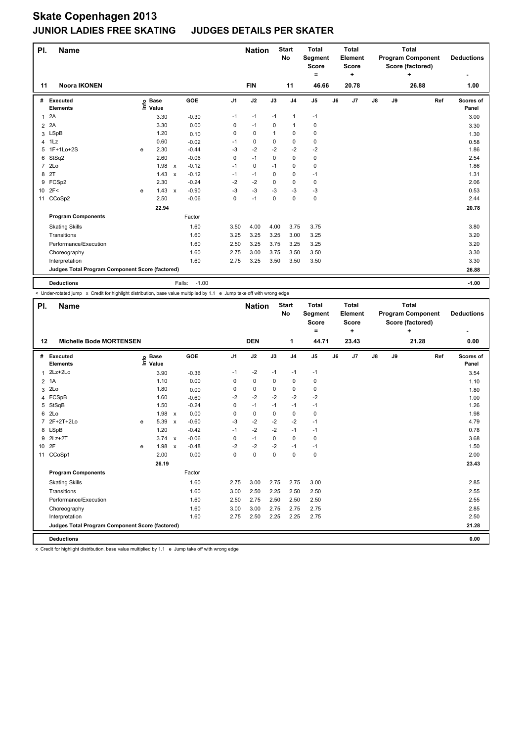# Skate Copenhagen 2013

## JUNIOR LADIES FREE SKATING JUDGES DETAILS PER SKATER

| Pl. | Name | Nation | Start No | Total Segment Score = | Total Element Score + | Total Program Component Score (factored) + | Deductions - |
|---|---|---|---|---|---|---|---|
| 11 | Noora IKONEN | FIN | 11 | 46.66 | 20.78 | 26.88 | 1.00 |

| # | Executed Elements | Info | Base Value | | GOE | J1 | J2 | J3 | J4 | J5 | J6 | J7 | J8 | J9 | Ref | Scores of Panel |
|---|---|---|---|---|---|---|---|---|---|---|---|---|---|---|---|---|
| 1 | 2A | | 3.30 | | -0.30 | -1 | -1 | -1 | 1 | -1 | | | | | | 3.00 |
| 2 | 2A | | 3.30 | | 0.00 | 0 | -1 | 0 | 1 | 0 | | | | | | 3.30 |
| 3 | LSpB | | 1.20 | | 0.10 | 0 | 0 | 1 | 0 | 0 | | | | | | 1.30 |
| 4 | 1Lz | | 0.60 | | -0.02 | -1 | 0 | 0 | 0 | 0 | | | | | | 0.58 |
| 5 | 1F+1Lo+2S | e | 2.30 | | -0.44 | -3 | -2 | -2 | -2 | -2 | | | | | | 1.86 |
| 6 | StSq2 | | 2.60 | | -0.06 | 0 | -1 | 0 | 0 | 0 | | | | | | 2.54 |
| 7 | 2Lo | | 1.98 | x | -0.12 | -1 | 0 | -1 | 0 | 0 | | | | | | 1.86 |
| 8 | 2T | | 1.43 | x | -0.12 | -1 | -1 | 0 | 0 | -1 | | | | | | 1.31 |
| 9 | FCSp2 | | 2.30 | | -0.24 | -2 | -2 | 0 | 0 | 0 | | | | | | 2.06 |
| 10 | 2F< | e | 1.43 | x | -0.90 | -3 | -3 | -3 | -3 | -3 | | | | | | 0.53 |
| 11 | CCoSp2 | | 2.50 | | -0.06 | 0 | -1 | 0 | 0 | 0 | | | | | | 2.44 |
| | | | 22.94 | | | | | | | | | | | | | 20.78 |

| Program Components | Factor | J1 | J2 | J3 | J4 | J5 | J6 | J7 | J8 | J9 | Scores of Panel |
|---|---|---|---|---|---|---|---|---|---|---|---|
| Skating Skills | 1.60 | 3.50 | 4.00 | 4.00 | 3.75 | 3.75 | | | | | 3.80 |
| Transitions | 1.60 | 3.25 | 3.25 | 3.25 | 3.00 | 3.25 | | | | | 3.20 |
| Performance/Execution | 1.60 | 2.50 | 3.25 | 3.75 | 3.25 | 3.25 | | | | | 3.20 |
| Choreography | 1.60 | 2.75 | 3.00 | 3.75 | 3.50 | 3.50 | | | | | 3.30 |
| Interpretation | 1.60 | 2.75 | 3.25 | 3.50 | 3.50 | 3.50 | | | | | 3.30 |
| Judges Total Program Component Score (factored) | | | | | | | | | | | 26.88 |

| Deductions | Falls: -1.00 | -1.00 |
|---|---|---|

< Under-rotated jump x Credit for highlight distribution, base value multiplied by 1.1 e Jump take off with wrong edge

| Pl. | Name | Nation | Start No | Total Segment Score = | Total Element Score + | Total Program Component Score (factored) + | Deductions - |
|---|---|---|---|---|---|---|---|
| 12 | Michelle Bode MORTENSEN | DEN | 1 | 44.71 | 23.43 | 21.28 | 0.00 |

| # | Executed Elements | Info | Base Value | | GOE | J1 | J2 | J3 | J4 | J5 | J6 | J7 | J8 | J9 | Ref | Scores of Panel |
|---|---|---|---|---|---|---|---|---|---|---|---|---|---|---|---|---|
| 1 | 2Lz+2Lo | | 3.90 | | -0.36 | -1 | -2 | -1 | -1 | -1 | | | | | | 3.54 |
| 2 | 1A | | 1.10 | | 0.00 | 0 | 0 | 0 | 0 | 0 | | | | | | 1.10 |
| 3 | 2Lo | | 1.80 | | 0.00 | 0 | 0 | 0 | 0 | 0 | | | | | | 1.80 |
| 4 | FCSpB | | 1.60 | | -0.60 | -2 | -2 | -2 | -2 | -2 | | | | | | 1.00 |
| 5 | StSqB | | 1.50 | | -0.24 | 0 | -1 | -1 | -1 | -1 | | | | | | 1.26 |
| 6 | 2Lo | | 1.98 | x | 0.00 | 0 | 0 | 0 | 0 | 0 | | | | | | 1.98 |
| 7 | 2F+2T+2Lo | e | 5.39 | x | -0.60 | -3 | -2 | -2 | -2 | -1 | | | | | | 4.79 |
| 8 | LSpB | | 1.20 | | -0.42 | -1 | -2 | -2 | -1 | -1 | | | | | | 0.78 |
| 9 | 2Lz+2T | | 3.74 | x | -0.06 | 0 | -1 | 0 | 0 | 0 | | | | | | 3.68 |
| 10 | 2F | e | 1.98 | x | -0.48 | -2 | -2 | -2 | -1 | -1 | | | | | | 1.50 |
| 11 | CCoSp1 | | 2.00 | | 0.00 | 0 | 0 | 0 | 0 | 0 | | | | | | 2.00 |
| | | | 26.19 | | | | | | | | | | | | | 23.43 |

| Program Components | Factor | J1 | J2 | J3 | J4 | J5 | J6 | J7 | J8 | J9 | Scores of Panel |
|---|---|---|---|---|---|---|---|---|---|---|---|
| Skating Skills | 1.60 | 2.75 | 3.00 | 2.75 | 2.75 | 3.00 | | | | | 2.85 |
| Transitions | 1.60 | 3.00 | 2.50 | 2.25 | 2.50 | 2.50 | | | | | 2.55 |
| Performance/Execution | 1.60 | 2.50 | 2.75 | 2.50 | 2.50 | 2.50 | | | | | 2.55 |
| Choreography | 1.60 | 3.00 | 3.00 | 2.75 | 2.75 | 2.75 | | | | | 2.85 |
| Interpretation | 1.60 | 2.75 | 2.50 | 2.25 | 2.25 | 2.75 | | | | | 2.50 |
| Judges Total Program Component Score (factored) | | | | | | | | | | | 21.28 |

| Deductions | | 0.00 |
|---|---|---|

x Credit for highlight distribution, base value multiplied by 1.1 e Jump take off with wrong edge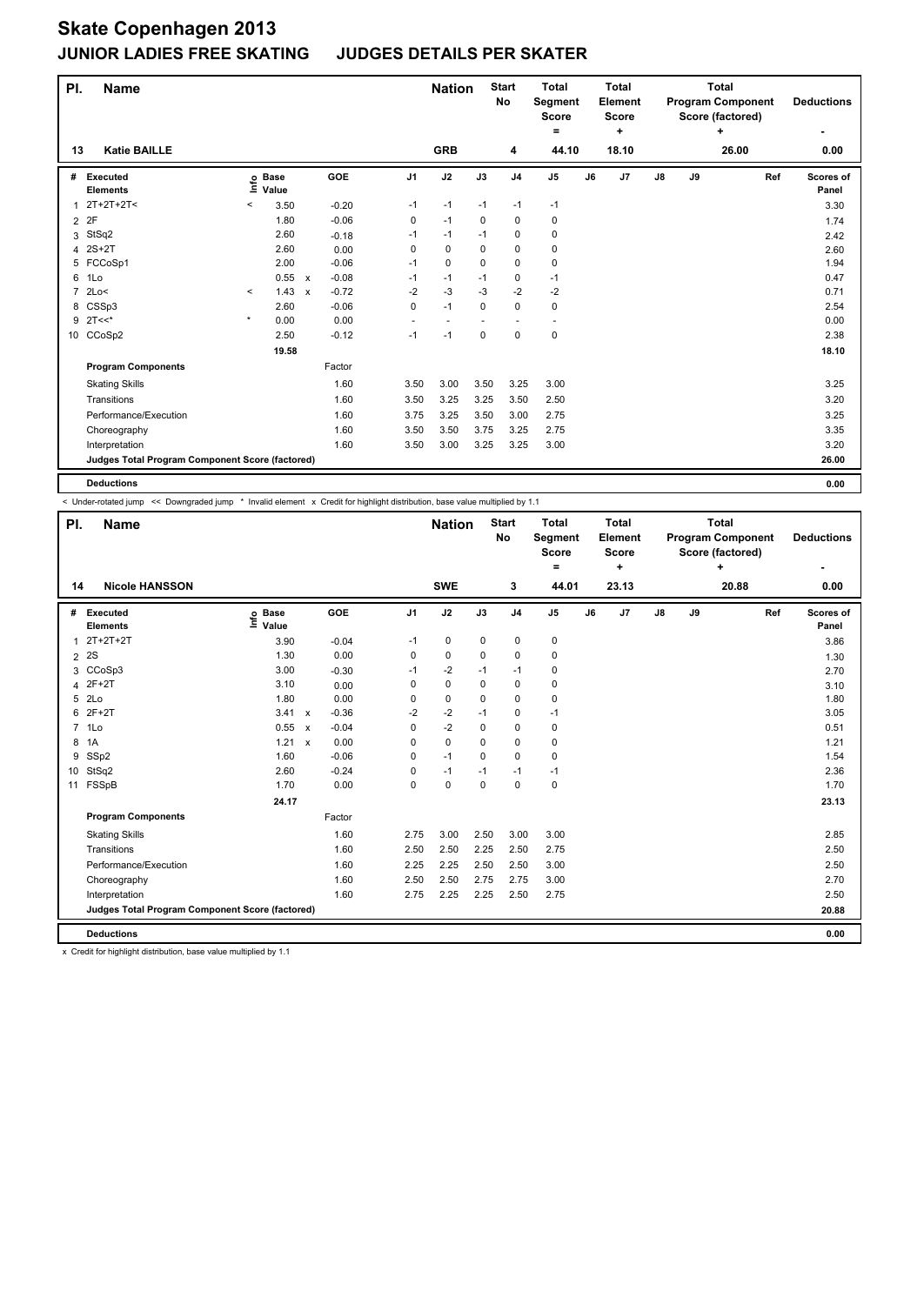# Skate Copenhagen 2013

## JUNIOR LADIES FREE SKATING JUDGES DETAILS PER SKATER

| Pl. | Name | Nation | Start No | Total Segment Score = | Total Element Score + | Total Program Component Score (factored) + | Deductions - |
|---|---|---|---|---|---|---|---|
| 13 | Katie BAILLE | GRB | 4 | 44.10 | 18.10 | 26.00 | 0.00 |

| # | Executed Elements | Info | Base Value | | GOE | J1 | J2 | J3 | J4 | J5 | J6 | J7 | J8 | J9 | Ref | Scores of Panel |
|---|---|---|---|---|---|---|---|---|---|---|---|---|---|---|---|---|
| 1 | 2T+2T+2T< | < | 3.50 | | -0.20 | -1 | -1 | -1 | -1 | -1 | | | | | | 3.30 |
| 2 | 2F | | 1.80 | | -0.06 | 0 | -1 | 0 | 0 | 0 | | | | | | 1.74 |
| 3 | StSq2 | | 2.60 | | -0.18 | -1 | -1 | -1 | 0 | 0 | | | | | | 2.42 |
| 4 | 2S+2T | | 2.60 | | 0.00 | 0 | 0 | 0 | 0 | 0 | | | | | | 2.60 |
| 5 | FCCoSp1 | | 2.00 | | -0.06 | -1 | 0 | 0 | 0 | 0 | | | | | | 1.94 |
| 6 | 1Lo | | 0.55 | x | -0.08 | -1 | -1 | -1 | 0 | -1 | | | | | | 0.47 |
| 7 | 2Lo< | < | 1.43 | x | -0.72 | -2 | -3 | -3 | -2 | -2 | | | | | | 0.71 |
| 8 | CSSp3 | | 2.60 | | -0.06 | 0 | -1 | 0 | 0 | 0 | | | | | | 2.54 |
| 9 | 2T<<* | * | 0.00 | | 0.00 | - | - | - | - | - | | | | | | 0.00 |
| 10 | CCoSp2 | | 2.50 | | -0.12 | -1 | -1 | 0 | 0 | 0 | | | | | | 2.38 |
| | | | 19.58 | | | | | | | | | | | | | 18.10 |
| | **Program Components** | | | | Factor | | | | | | | | | | | |
| | Skating Skills | | | | 1.60 | 3.50 | 3.00 | 3.50 | 3.25 | 3.00 | | | | | | 3.25 |
| | Transitions | | | | 1.60 | 3.50 | 3.25 | 3.25 | 3.50 | 2.50 | | | | | | 3.20 |
| | Performance/Execution | | | | 1.60 | 3.75 | 3.25 | 3.50 | 3.00 | 2.75 | | | | | | 3.25 |
| | Choreography | | | | 1.60 | 3.50 | 3.50 | 3.75 | 3.25 | 2.75 | | | | | | 3.35 |
| | Interpretation | | | | 1.60 | 3.50 | 3.00 | 3.25 | 3.25 | 3.00 | | | | | | 3.20 |
| | **Judges Total Program Component Score (factored)** | | | | | | | | | | | | | | | 26.00 |
| | **Deductions** | | | | | | | | | | | | | | | 0.00 |

< Under-rotated jump << Downgraded jump * Invalid element x Credit for highlight distribution, base value multiplied by 1.1

| Pl. | Name | Nation | Start No | Total Segment Score = | Total Element Score + | Total Program Component Score (factored) + | Deductions - |
|---|---|---|---|---|---|---|---|
| 14 | Nicole HANSSON | SWE | 3 | 44.01 | 23.13 | 20.88 | 0.00 |

| # | Executed Elements | Info | Base Value | | GOE | J1 | J2 | J3 | J4 | J5 | J6 | J7 | J8 | J9 | Ref | Scores of Panel |
|---|---|---|---|---|---|---|---|---|---|---|---|---|---|---|---|---|
| 1 | 2T+2T+2T | | 3.90 | | -0.04 | -1 | 0 | 0 | 0 | 0 | | | | | | 3.86 |
| 2 | 2S | | 1.30 | | 0.00 | 0 | 0 | 0 | 0 | 0 | | | | | | 1.30 |
| 3 | CCoSp3 | | 3.00 | | -0.30 | -1 | -2 | -1 | -1 | 0 | | | | | | 2.70 |
| 4 | 2F+2T | | 3.10 | | 0.00 | 0 | 0 | 0 | 0 | 0 | | | | | | 3.10 |
| 5 | 2Lo | | 1.80 | | 0.00 | 0 | 0 | 0 | 0 | 0 | | | | | | 1.80 |
| 6 | 2F+2T | | 3.41 | x | -0.36 | -2 | -2 | -1 | 0 | -1 | | | | | | 3.05 |
| 7 | 1Lo | | 0.55 | x | -0.04 | 0 | -2 | 0 | 0 | 0 | | | | | | 0.51 |
| 8 | 1A | | 1.21 | x | 0.00 | 0 | 0 | 0 | 0 | 0 | | | | | | 1.21 |
| 9 | SSp2 | | 1.60 | | -0.06 | 0 | -1 | 0 | 0 | 0 | | | | | | 1.54 |
| 10 | StSq2 | | 2.60 | | -0.24 | 0 | -1 | -1 | -1 | -1 | | | | | | 2.36 |
| 11 | FSSpB | | 1.70 | | 0.00 | 0 | 0 | 0 | 0 | 0 | | | | | | 1.70 |
| | | | 24.17 | | | | | | | | | | | | | 23.13 |
| | **Program Components** | | | | Factor | | | | | | | | | | | |
| | Skating Skills | | | | 1.60 | 2.75 | 3.00 | 2.50 | 3.00 | 3.00 | | | | | | 2.85 |
| | Transitions | | | | 1.60 | 2.50 | 2.50 | 2.25 | 2.50 | 2.75 | | | | | | 2.50 |
| | Performance/Execution | | | | 1.60 | 2.25 | 2.25 | 2.50 | 2.50 | 3.00 | | | | | | 2.50 |
| | Choreography | | | | 1.60 | 2.50 | 2.50 | 2.75 | 2.75 | 3.00 | | | | | | 2.70 |
| | Interpretation | | | | 1.60 | 2.75 | 2.25 | 2.25 | 2.50 | 2.75 | | | | | | 2.50 |
| | **Judges Total Program Component Score (factored)** | | | | | | | | | | | | | | | 20.88 |
| | **Deductions** | | | | | | | | | | | | | | | 0.00 |

x Credit for highlight distribution, base value multiplied by 1.1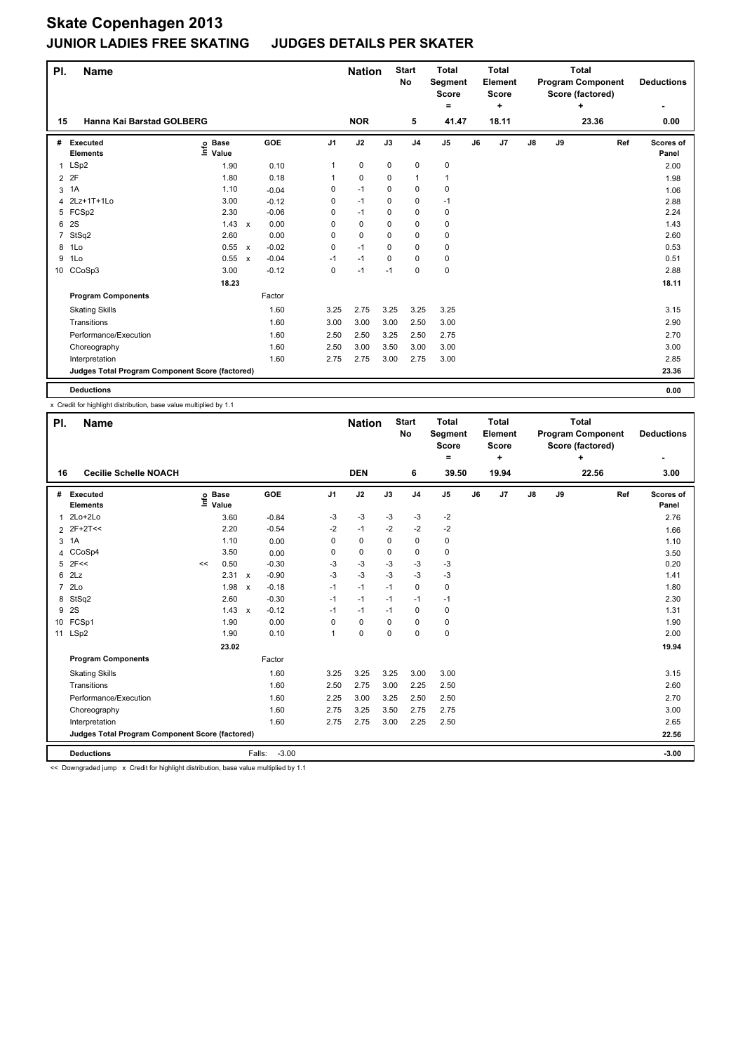# Skate Copenhagen 2013

## JUNIOR LADIES FREE SKATING JUDGES DETAILS PER SKATER

| Pl. | Name | Nation | Start No | Total Segment Score = | Total Element Score + | Total Program Component Score (factored) + | Deductions - |
|---|---|---|---|---|---|---|---|
| 15 | Hanna Kai Barstad GOLBERG | NOR | 5 | 41.47 | 18.11 | 23.36 | 0.00 |

| # | Executed Elements | Info | Base Value | | GOE | J1 | J2 | J3 | J4 | J5 | J6 | J7 | J8 | J9 | Ref | Scores of Panel |
|---|---|---|---|---|---|---|---|---|---|---|---|---|---|---|---|---|
| 1 | LSp2 | | 1.90 | | 0.10 | 1 | 0 | 0 | 0 | 0 | | | | | | 2.00 |
| 2 | 2F | | 1.80 | | 0.18 | 1 | 0 | 0 | 1 | 1 | | | | | | 1.98 |
| 3 | 1A | | 1.10 | | -0.04 | 0 | -1 | 0 | 0 | 0 | | | | | | 1.06 |
| 4 | 2Lz+1T+1Lo | | 3.00 | | -0.12 | 0 | -1 | 0 | 0 | -1 | | | | | | 2.88 |
| 5 | FCSp2 | | 2.30 | | -0.06 | 0 | -1 | 0 | 0 | 0 | | | | | | 2.24 |
| 6 | 2S | | 1.43 | x | 0.00 | 0 | 0 | 0 | 0 | 0 | | | | | | 1.43 |
| 7 | StSq2 | | 2.60 | | 0.00 | 0 | 0 | 0 | 0 | 0 | | | | | | 2.60 |
| 8 | 1Lo | | 0.55 | x | -0.02 | 0 | -1 | 0 | 0 | 0 | | | | | | 0.53 |
| 9 | 1Lo | | 0.55 | x | -0.04 | -1 | -1 | 0 | 0 | 0 | | | | | | 0.51 |
| 10 | CCoSp3 | | 3.00 | | -0.12 | 0 | -1 | -1 | 0 | 0 | | | | | | 2.88 |
| | | | 18.23 | | | | | | | | | | | | | 18.11 |
| | **Program Components** | | | | Factor | | | | | | | | | | | |
| | Skating Skills | | | | 1.60 | 3.25 | 2.75 | 3.25 | 3.25 | 3.25 | | | | | | 3.15 |
| | Transitions | | | | 1.60 | 3.00 | 3.00 | 3.00 | 2.50 | 3.00 | | | | | | 2.90 |
| | Performance/Execution | | | | 1.60 | 2.50 | 2.50 | 3.25 | 2.50 | 2.75 | | | | | | 2.70 |
| | Choreography | | | | 1.60 | 2.50 | 3.00 | 3.50 | 3.00 | 3.00 | | | | | | 3.00 |
| | Interpretation | | | | 1.60 | 2.75 | 2.75 | 3.00 | 2.75 | 3.00 | | | | | | 2.85 |
| | **Judges Total Program Component Score (factored)** | | | | | | | | | | | | | | | 23.36 |
| | **Deductions** | | | | | | | | | | | | | | | 0.00 |

x Credit for highlight distribution, base value multiplied by 1.1

| Pl. | Name | Nation | Start No | Total Segment Score = | Total Element Score + | Total Program Component Score (factored) + | Deductions - |
|---|---|---|---|---|---|---|---|
| 16 | Cecilie Schelle NOACH | DEN | 6 | 39.50 | 19.94 | 22.56 | 3.00 |

| # | Executed Elements | Info | Base Value | | GOE | J1 | J2 | J3 | J4 | J5 | J6 | J7 | J8 | J9 | Ref | Scores of Panel |
|---|---|---|---|---|---|---|---|---|---|---|---|---|---|---|---|---|
| 1 | 2Lo+2Lo | | 3.60 | | -0.84 | -3 | -3 | -3 | -3 | -2 | | | | | | 2.76 |
| 2 | 2F+2T<< | | 2.20 | | -0.54 | -2 | -1 | -2 | -2 | -2 | | | | | | 1.66 |
| 3 | 1A | | 1.10 | | 0.00 | 0 | 0 | 0 | 0 | 0 | | | | | | 1.10 |
| 4 | CCoSp4 | | 3.50 | | 0.00 | 0 | 0 | 0 | 0 | 0 | | | | | | 3.50 |
| 5 | 2F<< | << | 0.50 | | -0.30 | -3 | -3 | -3 | -3 | -3 | | | | | | 0.20 |
| 6 | 2Lz | | 2.31 | x | -0.90 | -3 | -3 | -3 | -3 | -3 | | | | | | 1.41 |
| 7 | 2Lo | | 1.98 | x | -0.18 | -1 | -1 | -1 | 0 | 0 | | | | | | 1.80 |
| 8 | StSq2 | | 2.60 | | -0.30 | -1 | -1 | -1 | -1 | -1 | | | | | | 2.30 |
| 9 | 2S | | 1.43 | x | -0.12 | -1 | -1 | -1 | 0 | 0 | | | | | | 1.31 |
| 10 | FCSp1 | | 1.90 | | 0.00 | 0 | 0 | 0 | 0 | 0 | | | | | | 1.90 |
| 11 | LSp2 | | 1.90 | | 0.10 | 1 | 0 | 0 | 0 | 0 | | | | | | 2.00 |
| | | | 23.02 | | | | | | | | | | | | | 19.94 |
| | **Program Components** | | | | Factor | | | | | | | | | | | |
| | Skating Skills | | | | 1.60 | 3.25 | 3.25 | 3.25 | 3.00 | 3.00 | | | | | | 3.15 |
| | Transitions | | | | 1.60 | 2.50 | 2.75 | 3.00 | 2.25 | 2.50 | | | | | | 2.60 |
| | Performance/Execution | | | | 1.60 | 2.25 | 3.00 | 3.25 | 2.50 | 2.50 | | | | | | 2.70 |
| | Choreography | | | | 1.60 | 2.75 | 3.25 | 3.50 | 2.75 | 2.75 | | | | | | 3.00 |
| | Interpretation | | | | 1.60 | 2.75 | 2.75 | 3.00 | 2.25 | 2.50 | | | | | | 2.65 |
| | **Judges Total Program Component Score (factored)** | | | | | | | | | | | | | | | 22.56 |
| | **Deductions** | | | | Falls: -3.00 | | | | | | | | | | | -3.00 |

<< Downgraded jump x Credit for highlight distribution, base value multiplied by 1.1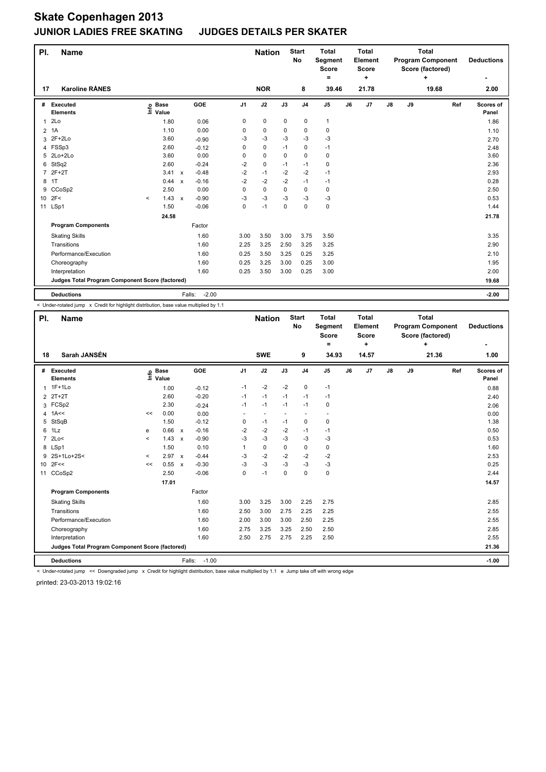# Skate Copenhagen 2013

## JUNIOR LADIES FREE SKATING    JUDGES DETAILS PER SKATER

| Pl. | Name | Nation | Start No | Total Segment Score = | Total Element Score + | Total Program Component Score (factored) + | Deductions - |
|---|---|---|---|---|---|---|---|
| 17 | Karoline RÅNES | NOR | 8 | 39.46 | 21.78 | 19.68 | 2.00 |

| # | Executed Elements | Info | Base Value | | GOE | J1 | J2 | J3 | J4 | J5 | J6 | J7 | J8 | J9 | Ref | Scores of Panel |
|---|---|---|---|---|---|---|---|---|---|---|---|---|---|---|---|---|
| 1 | 2Lo | | 1.80 | | 0.06 | 0 | 0 | 0 | 0 | 1 | | | | | | 1.86 |
| 2 | 1A | | 1.10 | | 0.00 | 0 | 0 | 0 | 0 | 0 | | | | | | 1.10 |
| 3 | 2F+2Lo | | 3.60 | | -0.90 | -3 | -3 | -3 | -3 | -3 | | | | | | 2.70 |
| 4 | FSSp3 | | 2.60 | | -0.12 | 0 | 0 | -1 | 0 | -1 | | | | | | 2.48 |
| 5 | 2Lo+2Lo | | 3.60 | | 0.00 | 0 | 0 | 0 | 0 | 0 | | | | | | 3.60 |
| 6 | StSq2 | | 2.60 | | -0.24 | -2 | 0 | -1 | -1 | 0 | | | | | | 2.36 |
| 7 | 2F+2T | | 3.41 | x | -0.48 | -2 | -1 | -2 | -2 | -1 | | | | | | 2.93 |
| 8 | 1T | | 0.44 | x | -0.16 | -2 | -2 | -2 | -1 | -1 | | | | | | 0.28 |
| 9 | CCoSp2 | | 2.50 | | 0.00 | 0 | 0 | 0 | 0 | 0 | | | | | | 2.50 |
| 10 | 2F< | < | 1.43 | x | -0.90 | -3 | -3 | -3 | -3 | -3 | | | | | | 0.53 |
| 11 | LSp1 | | 1.50 | | -0.06 | 0 | -1 | 0 | 0 | 0 | | | | | | 1.44 |
| | | | 24.58 | | | | | | | | | | | | | 21.78 |
| | **Program Components** | | | | Factor | | | | | | | | | | | |
| | Skating Skills | | | | 1.60 | 3.00 | 3.50 | 3.00 | 3.75 | 3.50 | | | | | | 3.35 |
| | Transitions | | | | 1.60 | 2.25 | 3.25 | 2.50 | 3.25 | 3.25 | | | | | | 2.90 |
| | Performance/Execution | | | | 1.60 | 0.25 | 3.50 | 3.25 | 0.25 | 3.25 | | | | | | 2.10 |
| | Choreography | | | | 1.60 | 0.25 | 3.25 | 3.00 | 0.25 | 3.00 | | | | | | 1.95 |
| | Interpretation | | | | 1.60 | 0.25 | 3.50 | 3.00 | 0.25 | 3.00 | | | | | | 2.00 |
| | **Judges Total Program Component Score (factored)** | | | | | | | | | | | | | | | 19.68 |
| | **Deductions** | | | | Falls: -2.00 | | | | | | | | | | | -2.00 |

< Under-rotated jump x Credit for highlight distribution, base value multiplied by 1.1

| Pl. | Name | Nation | Start No | Total Segment Score = | Total Element Score + | Total Program Component Score (factored) + | Deductions - |
|---|---|---|---|---|---|---|---|
| 18 | Sarah JANSÉN | SWE | 9 | 34.93 | 14.57 | 21.36 | 1.00 |

| # | Executed Elements | Info | Base Value | | GOE | J1 | J2 | J3 | J4 | J5 | J6 | J7 | J8 | J9 | Ref | Scores of Panel |
|---|---|---|---|---|---|---|---|---|---|---|---|---|---|---|---|---|
| 1 | 1F+1Lo | | 1.00 | | -0.12 | -1 | -2 | -2 | 0 | -1 | | | | | | 0.88 |
| 2 | 2T+2T | | 2.60 | | -0.20 | -1 | -1 | -1 | -1 | -1 | | | | | | 2.40 |
| 3 | FCSp2 | | 2.30 | | -0.24 | -1 | -1 | -1 | -1 | 0 | | | | | | 2.06 |
| 4 | 1A<< | << | 0.00 | | 0.00 | - | - | - | - | - | | | | | | 0.00 |
| 5 | StSqB | | 1.50 | | -0.12 | 0 | -1 | -1 | 0 | 0 | | | | | | 1.38 |
| 6 | 1Lz | e | 0.66 | x | -0.16 | -2 | -2 | -2 | -1 | -1 | | | | | | 0.50 |
| 7 | 2Lo< | < | 1.43 | x | -0.90 | -3 | -3 | -3 | -3 | -3 | | | | | | 0.53 |
| 8 | LSp1 | | 1.50 | | 0.10 | 1 | 0 | 0 | 0 | 0 | | | | | | 1.60 |
| 9 | 2S+1Lo+2S< | < | 2.97 | x | -0.44 | -3 | -2 | -2 | -2 | -2 | | | | | | 2.53 |
| 10 | 2F<< | << | 0.55 | x | -0.30 | -3 | -3 | -3 | -3 | -3 | | | | | | 0.25 |
| 11 | CCoSp2 | | 2.50 | | -0.06 | 0 | -1 | 0 | 0 | 0 | | | | | | 2.44 |
| | | | 17.01 | | | | | | | | | | | | | 14.57 |
| | **Program Components** | | | | Factor | | | | | | | | | | | |
| | Skating Skills | | | | 1.60 | 3.00 | 3.25 | 3.00 | 2.25 | 2.75 | | | | | | 2.85 |
| | Transitions | | | | 1.60 | 2.50 | 3.00 | 2.75 | 2.25 | 2.25 | | | | | | 2.55 |
| | Performance/Execution | | | | 1.60 | 2.00 | 3.00 | 3.00 | 2.50 | 2.25 | | | | | | 2.55 |
| | Choreography | | | | 1.60 | 2.75 | 3.25 | 3.25 | 2.50 | 2.50 | | | | | | 2.85 |
| | Interpretation | | | | 1.60 | 2.50 | 2.75 | 2.75 | 2.25 | 2.50 | | | | | | 2.55 |
| | **Judges Total Program Component Score (factored)** | | | | | | | | | | | | | | | 21.36 |
| | **Deductions** | | | | Falls: -1.00 | | | | | | | | | | | -1.00 |

< Under-rotated jump << Downgraded jump x Credit for highlight distribution, base value multiplied by 1.1 e Jump take off with wrong edge

printed: 23-03-2013 19:02:16